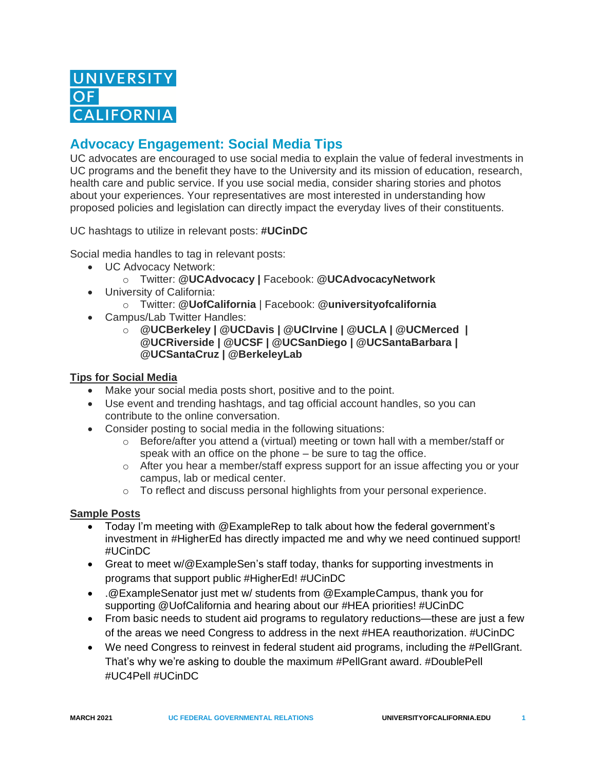UNIVERSITY OF CALIFORNIA

## Advocacy Engagement: Social Media Tips

UC advocates are encouraged to use social media to explain the value of federal investments in UC programs and the benefit they have to the University and its mission of education, research, health care and public service. If you use social media, consider sharing stories and photos about your experiences. Your representatives are most interested in understanding how proposed policies and legislation can directly impact the everyday lives of their constituents.

UC hashtags to utilize in relevant posts: **#UCinDC**

Social media handles to tag in relevant posts:

- UC Advocacy Network:
  - Twitter: **@UCAdvocacy |** Facebook: **@UCAdvocacyNetwork**
- University of California:
  - Twitter: **@UofCalifornia** | Facebook: **@universityofcalifornia**
- Campus/Lab Twitter Handles:
  - **@UCBerkeley | @UCDavis | @UCIrvine | @UCLA | @UCMerced | @UCRiverside | @UCSF | @UCSanDiego | @UCSantaBarbara | @UCSantaCruz | @BerkeleyLab**

**Tips for Social Media**

- Make your social media posts short, positive and to the point.
- Use event and trending hashtags, and tag official account handles, so you can contribute to the online conversation.
- Consider posting to social media in the following situations:
  - Before/after you attend a (virtual) meeting or town hall with a member/staff or speak with an office on the phone – be sure to tag the office.
  - After you hear a member/staff express support for an issue affecting you or your campus, lab or medical center.
  - To reflect and discuss personal highlights from your personal experience.

**Sample Posts**

- Today I'm meeting with @ExampleRep to talk about how the federal government's investment in #HigherEd has directly impacted me and why we need continued support! #UCinDC
- Great to meet w/@ExampleSen's staff today, thanks for supporting investments in programs that support public #HigherEd! #UCinDC
- .@ExampleSenator just met w/ students from @ExampleCampus, thank you for supporting @UofCalifornia and hearing about our #HEA priorities! #UCinDC
- From basic needs to student aid programs to regulatory reductions—these are just a few of the areas we need Congress to address in the next #HEA reauthorization. #UCinDC
- We need Congress to reinvest in federal student aid programs, including the #PellGrant. That's why we're asking to double the maximum #PellGrant award. #DoublePell #UC4Pell #UCinDC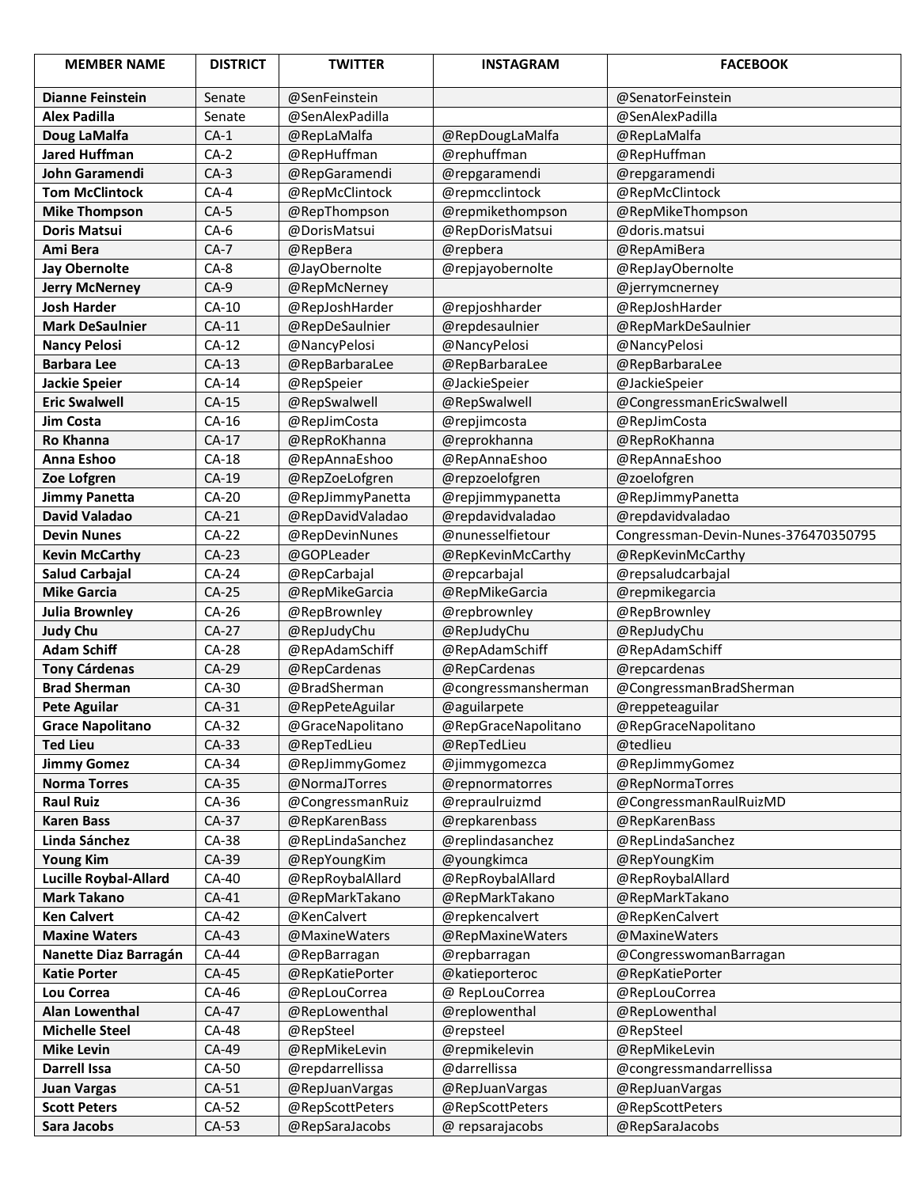| MEMBER NAME | DISTRICT | TWITTER | INSTAGRAM | FACEBOOK |
|---|---|---|---|---|
| **Dianne Feinstein** | Senate | @SenFeinstein | | @SenatorFeinstein |
| **Alex Padilla** | Senate | @SenAlexPadilla | | @SenAlexPadilla |
| **Doug LaMalfa** | CA-1 | @RepLaMalfa | @RepDougLaMalfa | @RepLaMalfa |
| **Jared Huffman** | CA-2 | @RepHuffman | @rephuffman | @RepHuffman |
| **John Garamendi** | CA-3 | @RepGaramendi | @repgaramendi | @repgaramendi |
| **Tom McClintock** | CA-4 | @RepMcClintock | @repmcclintock | @RepMcClintock |
| **Mike Thompson** | CA-5 | @RepThompson | @repmikethompson | @RepMikeThompson |
| **Doris Matsui** | CA-6 | @DorisMatsui | @RepDorisMatsui | @doris.matsui |
| **Ami Bera** | CA-7 | @RepBera | @repbera | @RepAmiBera |
| **Jay Obernolte** | CA-8 | @JayObernolte | @repjayobernolte | @RepJayObernolte |
| **Jerry McNerney** | CA-9 | @RepMcNerney | | @jerrymcnerney |
| **Josh Harder** | CA-10 | @RepJoshHarder | @repjoshharder | @RepJoshHarder |
| **Mark DeSaulnier** | CA-11 | @RepDeSaulnier | @repdesaulnier | @RepMarkDeSaulnier |
| **Nancy Pelosi** | CA-12 | @NancyPelosi | @NancyPelosi | @NancyPelosi |
| **Barbara Lee** | CA-13 | @RepBarbaraLee | @RepBarbaraLee | @RepBarbaraLee |
| **Jackie Speier** | CA-14 | @RepSpeier | @JackieSpeier | @JackieSpeier |
| **Eric Swalwell** | CA-15 | @RepSwalwell | @RepSwalwell | @CongressmanEricSwalwell |
| **Jim Costa** | CA-16 | @RepJimCosta | @repjimcosta | @RepJimCosta |
| **Ro Khanna** | CA-17 | @RepRoKhanna | @reprokhanna | @RepRoKhanna |
| **Anna Eshoo** | CA-18 | @RepAnnaEshoo | @RepAnnaEshoo | @RepAnnaEshoo |
| **Zoe Lofgren** | CA-19 | @RepZoeLofgren | @repzoelofgren | @zoelofgren |
| **Jimmy Panetta** | CA-20 | @RepJimmyPanetta | @repjimmypanetta | @RepJimmyPanetta |
| **David Valadao** | CA-21 | @RepDavidValadao | @repdavidvaladao | @repdavidvaladao |
| **Devin Nunes** | CA-22 | @RepDevinNunes | @nunesselfietour | Congressman-Devin-Nunes-376470350795 |
| **Kevin McCarthy** | CA-23 | @GOPLeader | @RepKevinMcCarthy | @RepKevinMcCarthy |
| **Salud Carbajal** | CA-24 | @RepCarbajal | @repcarbajal | @repsaludcarbajal |
| **Mike Garcia** | CA-25 | @RepMikeGarcia | @RepMikeGarcia | @repmikegarcia |
| **Julia Brownley** | CA-26 | @RepBrownley | @repbrownley | @RepBrownley |
| **Judy Chu** | CA-27 | @RepJudyChu | @RepJudyChu | @RepJudyChu |
| **Adam Schiff** | CA-28 | @RepAdamSchiff | @RepAdamSchiff | @RepAdamSchiff |
| **Tony Cárdenas** | CA-29 | @RepCardenas | @RepCardenas | @repcardenas |
| **Brad Sherman** | CA-30 | @BradSherman | @congressmansherman | @CongressmanBradSherman |
| **Pete Aguilar** | CA-31 | @RepPeteAguilar | @aguilarpete | @reppeteaguilar |
| **Grace Napolitano** | CA-32 | @GraceNapolitano | @RepGraceNapolitano | @RepGraceNapolitano |
| **Ted Lieu** | CA-33 | @RepTedLieu | @RepTedLieu | @tedlieu |
| **Jimmy Gomez** | CA-34 | @RepJimmyGomez | @jimmygomezca | @RepJimmyGomez |
| **Norma Torres** | CA-35 | @NormaJTorres | @repnormatorres | @RepNormaTorres |
| **Raul Ruiz** | CA-36 | @CongressmanRuiz | @repraulruizmd | @CongressmanRaulRuizMD |
| **Karen Bass** | CA-37 | @RepKarenBass | @repkarenbass | @RepKarenBass |
| **Linda Sánchez** | CA-38 | @RepLindaSanchez | @replindasanchez | @RepLindaSanchez |
| **Young Kim** | CA-39 | @RepYoungKim | @youngkimca | @RepYoungKim |
| **Lucille Roybal-Allard** | CA-40 | @RepRoybalAllard | @RepRoybalAllard | @RepRoybalAllard |
| **Mark Takano** | CA-41 | @RepMarkTakano | @RepMarkTakano | @RepMarkTakano |
| **Ken Calvert** | CA-42 | @KenCalvert | @repkencalvert | @RepKenCalvert |
| **Maxine Waters** | CA-43 | @MaxineWaters | @RepMaxineWaters | @MaxineWaters |
| **Nanette Diaz Barragán** | CA-44 | @RepBarragan | @repbarragan | @CongresswomanBarragan |
| **Katie Porter** | CA-45 | @RepKatiePorter | @katieporteroc | @RepKatiePorter |
| **Lou Correa** | CA-46 | @RepLouCorrea | @ RepLouCorrea | @RepLouCorrea |
| **Alan Lowenthal** | CA-47 | @RepLowenthal | @replowenthal | @RepLowenthal |
| **Michelle Steel** | CA-48 | @RepSteel | @repsteel | @RepSteel |
| **Mike Levin** | CA-49 | @RepMikeLevin | @repmikelevin | @RepMikeLevin |
| **Darrell Issa** | CA-50 | @repdarrellissa | @darrellissa | @congressmandarrellissa |
| **Juan Vargas** | CA-51 | @RepJuanVargas | @RepJuanVargas | @RepJuanVargas |
| **Scott Peters** | CA-52 | @RepScottPeters | @RepScottPeters | @RepScottPeters |
| **Sara Jacobs** | CA-53 | @RepSaraJacobs | @ repsarajacobs | @RepSaraJacobs |